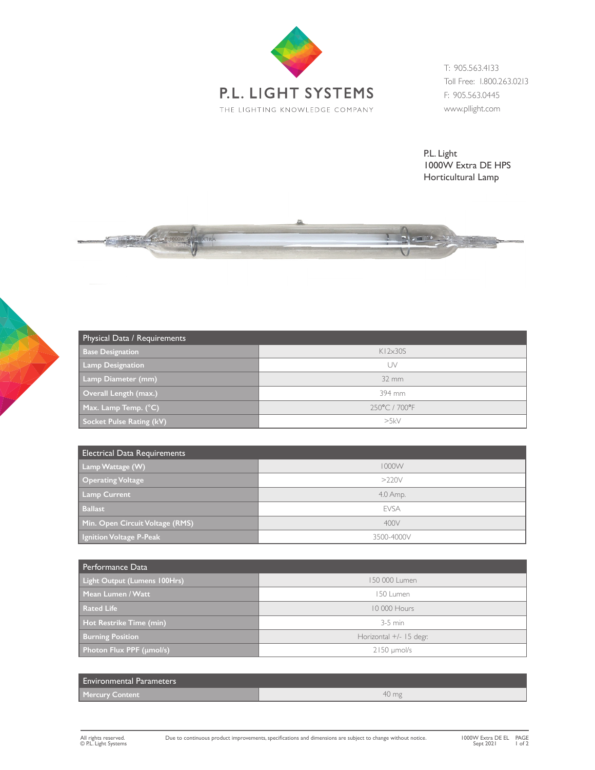# P.L. LIGHT SYSTEMS

THE LIGHTING KNOWLEDGE COMPANY

T: 905.563.4133
Toll Free: 1.800.263.0213
F: 905.563.0445
www.pllight.com

P.L. Light
1000W Extra DE HPS
Horticultural Lamp

| Physical Data / Requirements | |
|---|---|
| **Base Designation** | K12x30S |
| **Lamp Designation** | UV |
| **Lamp Diameter (mm)** | 32 mm |
| **Overall Length (max.)** | 394 mm |
| **Max. Lamp Temp. (°C)** | 250°C / 700°F |
| **Socket Pulse Rating (kV)** | >5kV |

| Electrical Data Requirements | |
|---|---|
| **Lamp Wattage (W)** | 1000W |
| **Operating Voltage** | >220V |
| **Lamp Current** | 4.0 Amp. |
| **Ballast** | EVSA |
| **Min. Open Circuit Voltage (RMS)** | 400V |
| **Ignition Voltage P-Peak** | 3500-4000V |

| Performance Data | |
|---|---|
| **Light Output (Lumens 100Hrs)** | 150 000 Lumen |
| **Mean Lumen / Watt** | 150 Lumen |
| **Rated Life** | 10 000 Hours |
| **Hot Restrike Time (min)** | 3-5 min |
| **Burning Position** | Horizontal +/- 15 degr. |
| **Photon Flux PPF (µmol/s)** | 2150 µmol/s |

| Environmental Parameters | |
|---|---|
| **Mercury Content** | 40 mg |

All rights reserved.
© P.L. Light Systems

Due to continuous product improvements, specifications and dimensions are subject to change without notice.

1000W Extra DE EL
Sept 2021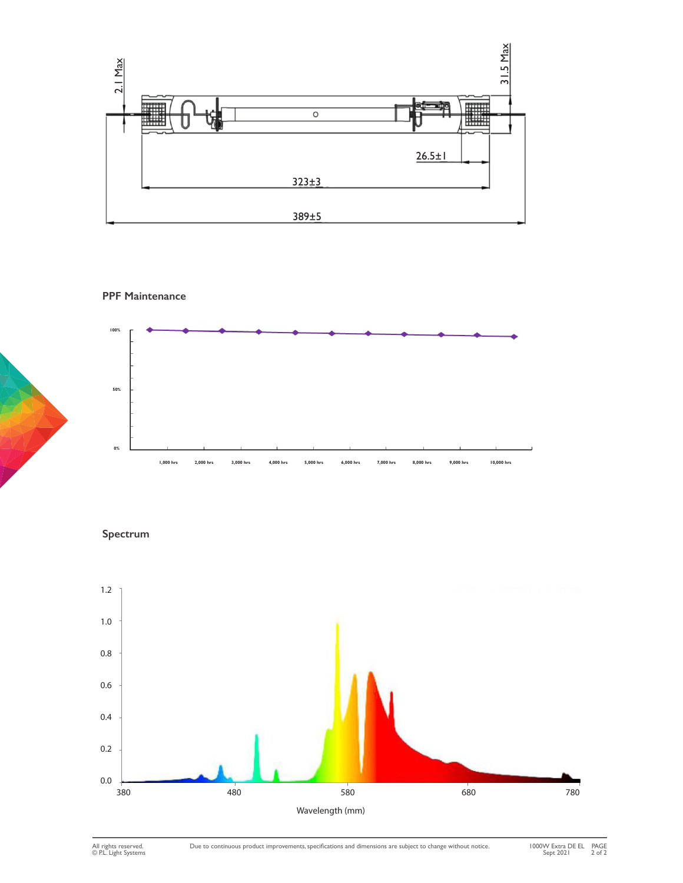2.1 Max

31.5 Max

26.5±1

323±3

389±5

## PPF Maintenance

100%

50%

0%

1,000 hrs
2,000 hrs
3,000 hrs
4,000 hrs
5,000 hrs
6,000 hrs
7,000 hrs
8,000 hrs
9,000 hrs
10,000 hrs

## Spectrum

1.2
1.0
0.8
0.6
0.4
0.2
0.0

380
480
580
680
780

Wavelength (mm)

All rights reserved.
© P.L. Light Systems

Due to continuous product improvements, specifications and dimensions are subject to change without notice.

1000W Extra DE EL
Sept 2021